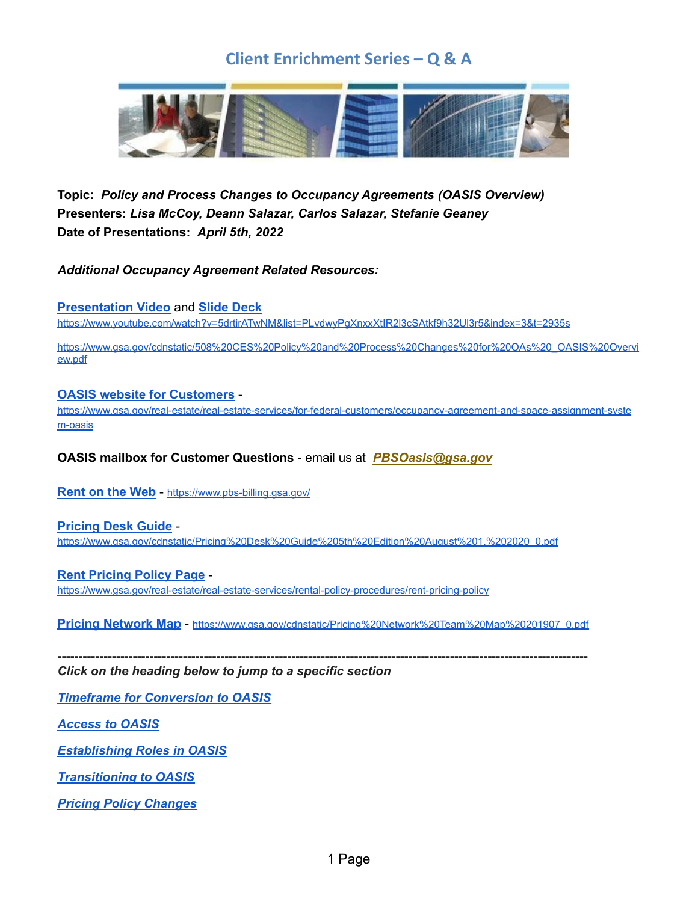# Client Enrichment Series – Q & A

**Topic:** ***Policy and Process Changes to Occupancy Agreements (OASIS Overview)***
**Presenters:** ***Lisa McCoy, Deann Salazar, Carlos Salazar, Stefanie Geaney***
**Date of Presentations:** ***April 5th, 2022***

***Additional Occupancy Agreement Related Resources:***

**[Presentation Video](https://www.youtube.com/watch?v=5drtirATwNM&list=PLvdwyPgXnxxXtIR2l3cSAtkf9h32Ul3r5&index=3&t=2935s)** and **[Slide Deck](https://www.gsa.gov/cdnstatic/508%20CES%20Policy%20and%20Process%20Changes%20for%20OAs%20_OASIS%20Overview.pdf)**

https://www.youtube.com/watch?v=5drtirATwNM&list=PLvdwyPgXnxxXtIR2l3cSAtkf9h32Ul3r5&index=3&t=2935s

https://www.gsa.gov/cdnstatic/508%20CES%20Policy%20and%20Process%20Changes%20for%20OAs%20_OASIS%20Overview.pdf

**OASIS website for Customers** - https://www.gsa.gov/real-estate/real-estate-services/for-federal-customers/occupancy-agreement-and-space-assignment-system-oasis

**OASIS mailbox for Customer Questions** - email us at ***PBSOasis@gsa.gov***

**Rent on the Web** - https://www.pbs-billing.gsa.gov/

**Pricing Desk Guide** - https://www.gsa.gov/cdnstatic/Pricing%20Desk%20Guide%205th%20Edition%20August%201,%202020_0.pdf

**Rent Pricing Policy Page** - https://www.gsa.gov/real-estate/real-estate-services/rental-policy-procedures/rent-pricing-policy

**Pricing Network Map** - https://www.gsa.gov/cdnstatic/Pricing%20Network%20Team%20Map%20201907_0.pdf

---

***Click on the heading below to jump to a specific section***

***Timeframe for Conversion to OASIS***

***Access to OASIS***

***Establishing Roles in OASIS***

***Transitioning to OASIS***

***Pricing Policy Changes***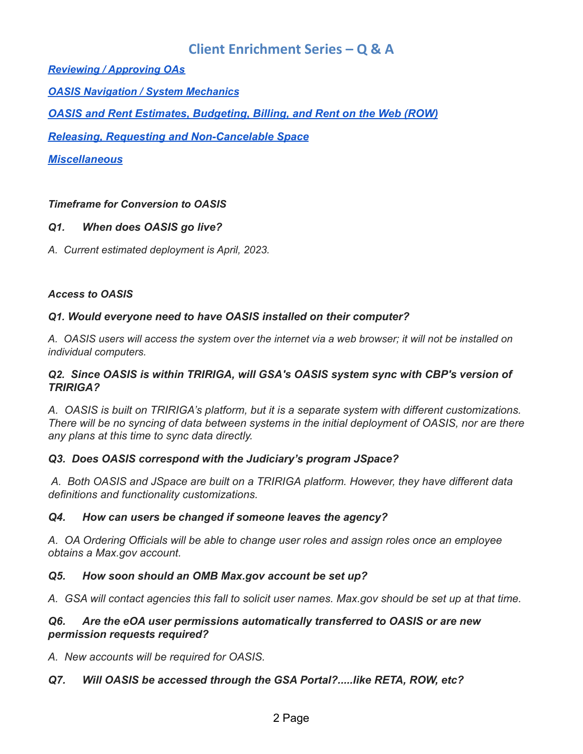# Client Enrichment Series – Q & A

[***Reviewing / Approving OAs***]()

[***OASIS Navigation / System Mechanics***]()

[***OASIS and Rent Estimates, Budgeting, Billing, and Rent on the Web (ROW)***]()

[***Releasing, Requesting and Non-Cancelable Space***]()

[***Miscellaneous***]()

***Timeframe for Conversion to OASIS***

***Q1. When does OASIS go live?***

*A. Current estimated deployment is April, 2023.*

***Access to OASIS***

***Q1. Would everyone need to have OASIS installed on their computer?***

*A. OASIS users will access the system over the internet via a web browser; it will not be installed on individual computers.*

***Q2. Since OASIS is within TRIRIGA, will GSA's OASIS system sync with CBP's version of TRIRIGA?***

*A. OASIS is built on TRIRIGA's platform, but it is a separate system with different customizations. There will be no syncing of data between systems in the initial deployment of OASIS, nor are there any plans at this time to sync data directly.*

***Q3. Does OASIS correspond with the Judiciary's program JSpace?***

*A. Both OASIS and JSpace are built on a TRIRIGA platform. However, they have different data definitions and functionality customizations.*

***Q4. How can users be changed if someone leaves the agency?***

*A. OA Ordering Officials will be able to change user roles and assign roles once an employee obtains a Max.gov account.*

***Q5. How soon should an OMB Max.gov account be set up?***

*A. GSA will contact agencies this fall to solicit user names. Max.gov should be set up at that time.*

***Q6. Are the eOA user permissions automatically transferred to OASIS or are new permission requests required?***

*A. New accounts will be required for OASIS.*

***Q7. Will OASIS be accessed through the GSA Portal?.....like RETA, ROW, etc?***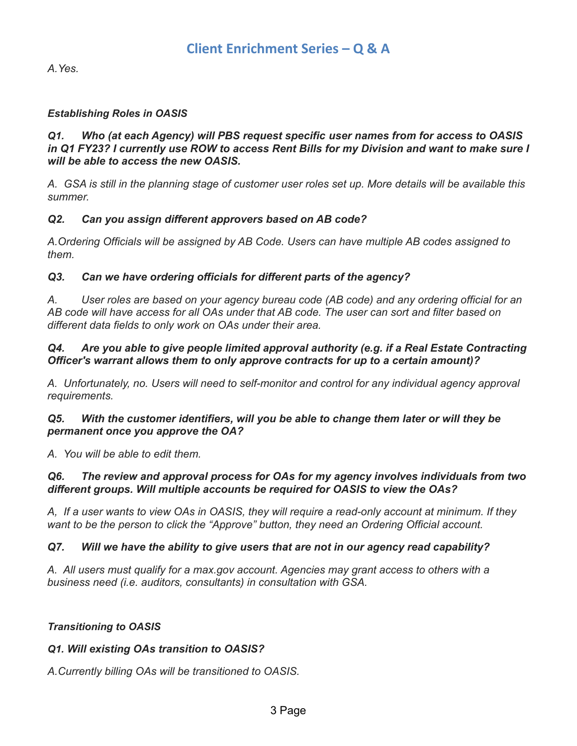*A.Yes.*

***Establishing Roles in OASIS***

***Q1. Who (at each Agency) will PBS request specific user names from for access to OASIS in Q1 FY23? I currently use ROW to access Rent Bills for my Division and want to make sure I will be able to access the new OASIS.***

*A. GSA is still in the planning stage of customer user roles set up. More details will be available this summer.*

***Q2. Can you assign different approvers based on AB code?***

*A.Ordering Officials will be assigned by AB Code. Users can have multiple AB codes assigned to them.*

***Q3. Can we have ordering officials for different parts of the agency?***

*A. User roles are based on your agency bureau code (AB code) and any ordering official for an AB code will have access for all OAs under that AB code. The user can sort and filter based on different data fields to only work on OAs under their area.*

***Q4. Are you able to give people limited approval authority (e.g. if a Real Estate Contracting Officer's warrant allows them to only approve contracts for up to a certain amount)?***

*A. Unfortunately, no. Users will need to self-monitor and control for any individual agency approval requirements.*

***Q5. With the customer identifiers, will you be able to change them later or will they be permanent once you approve the OA?***

*A. You will be able to edit them.*

***Q6. The review and approval process for OAs for my agency involves individuals from two different groups. Will multiple accounts be required for OASIS to view the OAs?***

*A, If a user wants to view OAs in OASIS, they will require a read-only account at minimum. If they want to be the person to click the "Approve" button, they need an Ordering Official account.*

***Q7. Will we have the ability to give users that are not in our agency read capability?***

*A. All users must qualify for a max.gov account. Agencies may grant access to others with a business need (i.e. auditors, consultants) in consultation with GSA.*

***Transitioning to OASIS***

***Q1. Will existing OAs transition to OASIS?***

*A.Currently billing OAs will be transitioned to OASIS.*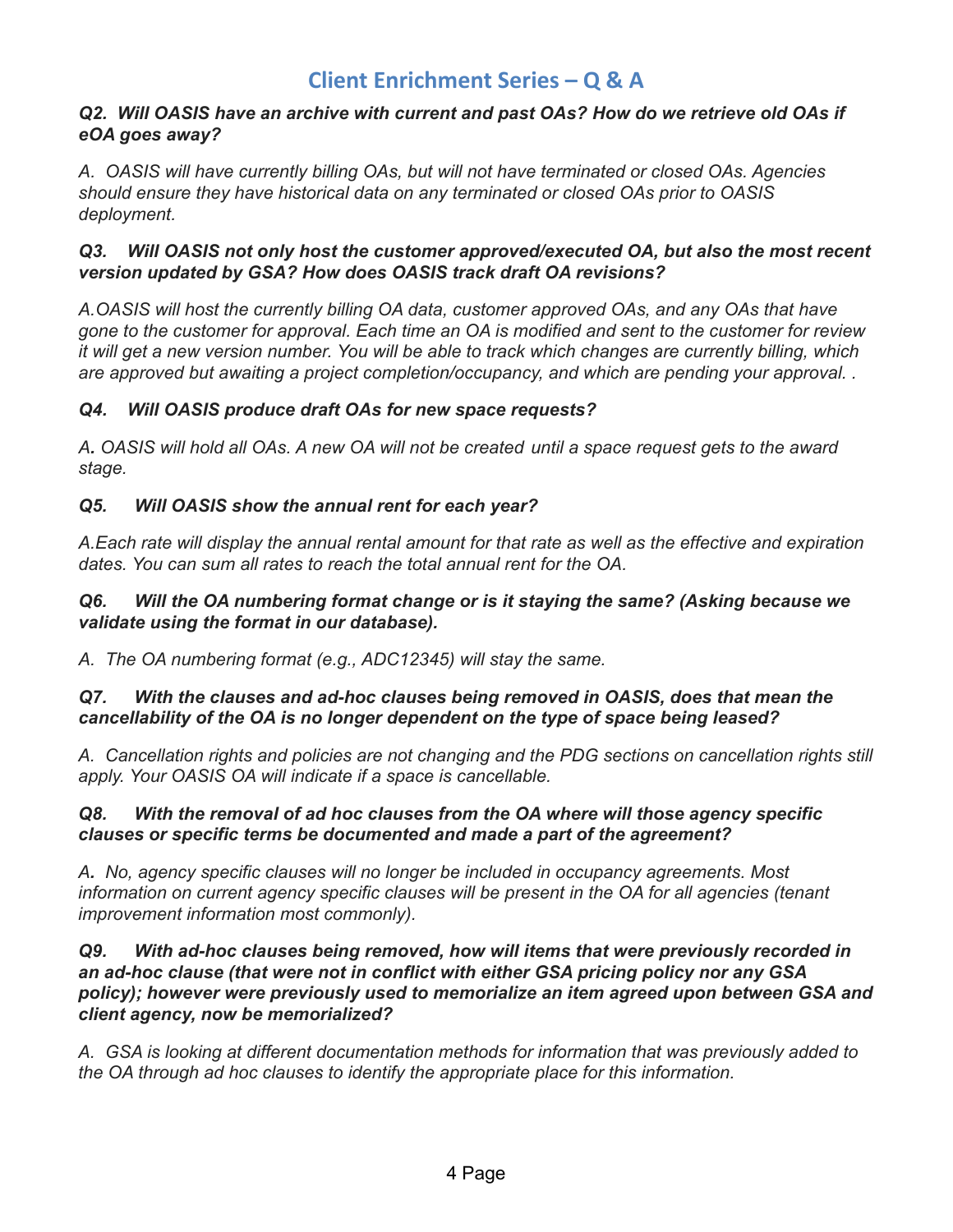## Client Enrichment Series – Q & A

***Q2. Will OASIS have an archive with current and past OAs? How do we retrieve old OAs if eOA goes away?***

*A. OASIS will have currently billing OAs, but will not have terminated or closed OAs. Agencies should ensure they have historical data on any terminated or closed OAs prior to OASIS deployment.*

***Q3. Will OASIS not only host the customer approved/executed OA, but also the most recent version updated by GSA? How does OASIS track draft OA revisions?***

*A.OASIS will host the currently billing OA data, customer approved OAs, and any OAs that have gone to the customer for approval. Each time an OA is modified and sent to the customer for review it will get a new version number. You will be able to track which changes are currently billing, which are approved but awaiting a project completion/occupancy, and which are pending your approval. .*

***Q4. Will OASIS produce draft OAs for new space requests?***

*A. OASIS will hold all OAs. A new OA will not be created until a space request gets to the award stage.*

***Q5. Will OASIS show the annual rent for each year?***

*A.Each rate will display the annual rental amount for that rate as well as the effective and expiration dates. You can sum all rates to reach the total annual rent for the OA.*

***Q6. Will the OA numbering format change or is it staying the same? (Asking because we validate using the format in our database).***

*A. The OA numbering format (e.g., ADC12345) will stay the same.*

***Q7. With the clauses and ad-hoc clauses being removed in OASIS, does that mean the cancellability of the OA is no longer dependent on the type of space being leased?***

*A. Cancellation rights and policies are not changing and the PDG sections on cancellation rights still apply. Your OASIS OA will indicate if a space is cancellable.*

***Q8. With the removal of ad hoc clauses from the OA where will those agency specific clauses or specific terms be documented and made a part of the agreement?***

*A. No, agency specific clauses will no longer be included in occupancy agreements. Most information on current agency specific clauses will be present in the OA for all agencies (tenant improvement information most commonly).*

***Q9. With ad-hoc clauses being removed, how will items that were previously recorded in an ad-hoc clause (that were not in conflict with either GSA pricing policy nor any GSA policy); however were previously used to memorialize an item agreed upon between GSA and client agency, now be memorialized?***

*A. GSA is looking at different documentation methods for information that was previously added to the OA through ad hoc clauses to identify the appropriate place for this information.*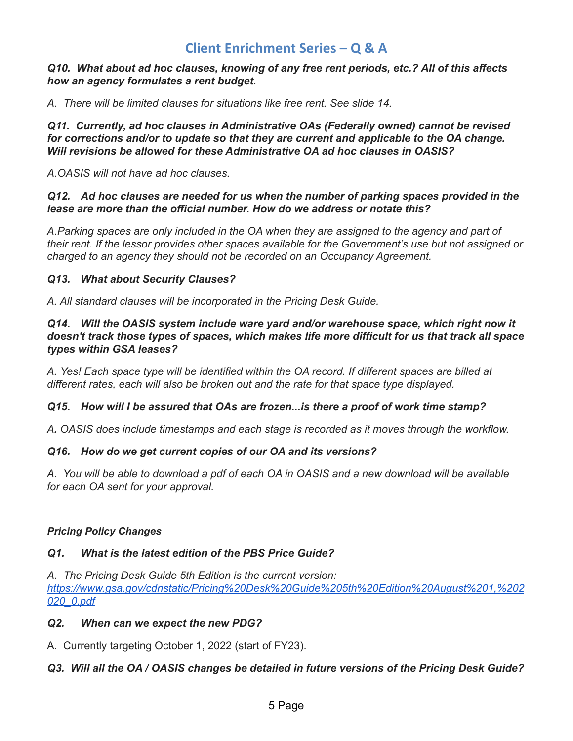## Client Enrichment Series – Q & A

***Q10. What about ad hoc clauses, knowing of any free rent periods, etc.? All of this affects how an agency formulates a rent budget.***

*A. There will be limited clauses for situations like free rent. See slide 14.*

***Q11. Currently, ad hoc clauses in Administrative OAs (Federally owned) cannot be revised for corrections and/or to update so that they are current and applicable to the OA change. Will revisions be allowed for these Administrative OA ad hoc clauses in OASIS?***

*A.OASIS will not have ad hoc clauses.*

***Q12. Ad hoc clauses are needed for us when the number of parking spaces provided in the lease are more than the official number. How do we address or notate this?***

*A.Parking spaces are only included in the OA when they are assigned to the agency and part of their rent. If the lessor provides other spaces available for the Government's use but not assigned or charged to an agency they should not be recorded on an Occupancy Agreement.*

***Q13. What about Security Clauses?***

*A. All standard clauses will be incorporated in the Pricing Desk Guide.*

***Q14. Will the OASIS system include ware yard and/or warehouse space, which right now it doesn't track those types of spaces, which makes life more difficult for us that track all space types within GSA leases?***

*A. Yes! Each space type will be identified within the OA record. If different spaces are billed at different rates, each will also be broken out and the rate for that space type displayed.*

***Q15. How will I be assured that OAs are frozen...is there a proof of work time stamp?***

***A.*** *OASIS does include timestamps and each stage is recorded as it moves through the workflow.*

***Q16. How do we get current copies of our OA and its versions?***

*A. You will be able to download a pdf of each OA in OASIS and a new download will be available for each OA sent for your approval.*

***Pricing Policy Changes***

***Q1. What is the latest edition of the PBS Price Guide?***

*A. The Pricing Desk Guide 5th Edition is the current version:* [*https://www.gsa.gov/cdnstatic/Pricing%20Desk%20Guide%205th%20Edition%20August%201,%202020_0.pdf*](https://www.gsa.gov/cdnstatic/Pricing%20Desk%20Guide%205th%20Edition%20August%201,%202020_0.pdf)

***Q2. When can we expect the new PDG?***

A. Currently targeting October 1, 2022 (start of FY23).

***Q3. Will all the OA / OASIS changes be detailed in future versions of the Pricing Desk Guide?***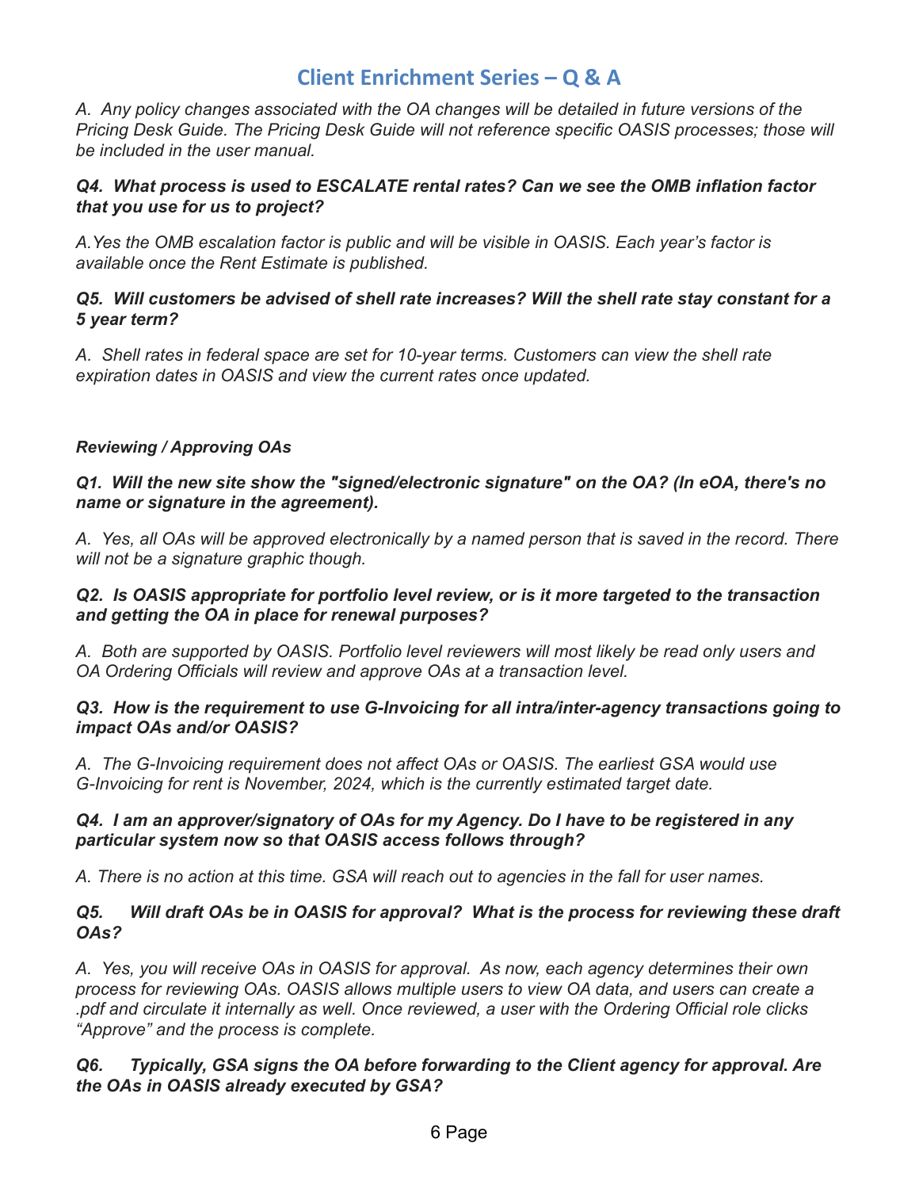*A. Any policy changes associated with the OA changes will be detailed in future versions of the Pricing Desk Guide. The Pricing Desk Guide will not reference specific OASIS processes; those will be included in the user manual.*

***Q4. What process is used to ESCALATE rental rates? Can we see the OMB inflation factor that you use for us to project?***

*A.Yes the OMB escalation factor is public and will be visible in OASIS. Each year's factor is available once the Rent Estimate is published.*

***Q5. Will customers be advised of shell rate increases? Will the shell rate stay constant for a 5 year term?***

*A. Shell rates in federal space are set for 10-year terms. Customers can view the shell rate expiration dates in OASIS and view the current rates once updated.*

***Reviewing / Approving OAs***

***Q1. Will the new site show the "signed/electronic signature" on the OA? (In eOA, there's no name or signature in the agreement).***

*A. Yes, all OAs will be approved electronically by a named person that is saved in the record. There will not be a signature graphic though.*

***Q2. Is OASIS appropriate for portfolio level review, or is it more targeted to the transaction and getting the OA in place for renewal purposes?***

*A. Both are supported by OASIS. Portfolio level reviewers will most likely be read only users and OA Ordering Officials will review and approve OAs at a transaction level.*

***Q3. How is the requirement to use G-Invoicing for all intra/inter-agency transactions going to impact OAs and/or OASIS?***

*A. The G-Invoicing requirement does not affect OAs or OASIS. The earliest GSA would use G-Invoicing for rent is November, 2024, which is the currently estimated target date.*

***Q4. I am an approver/signatory of OAs for my Agency. Do I have to be registered in any particular system now so that OASIS access follows through?***

*A. There is no action at this time. GSA will reach out to agencies in the fall for user names.*

***Q5. Will draft OAs be in OASIS for approval? What is the process for reviewing these draft OAs?***

*A. Yes, you will receive OAs in OASIS for approval. As now, each agency determines their own process for reviewing OAs. OASIS allows multiple users to view OA data, and users can create a .pdf and circulate it internally as well. Once reviewed, a user with the Ordering Official role clicks "Approve" and the process is complete.*

***Q6. Typically, GSA signs the OA before forwarding to the Client agency for approval. Are the OAs in OASIS already executed by GSA?***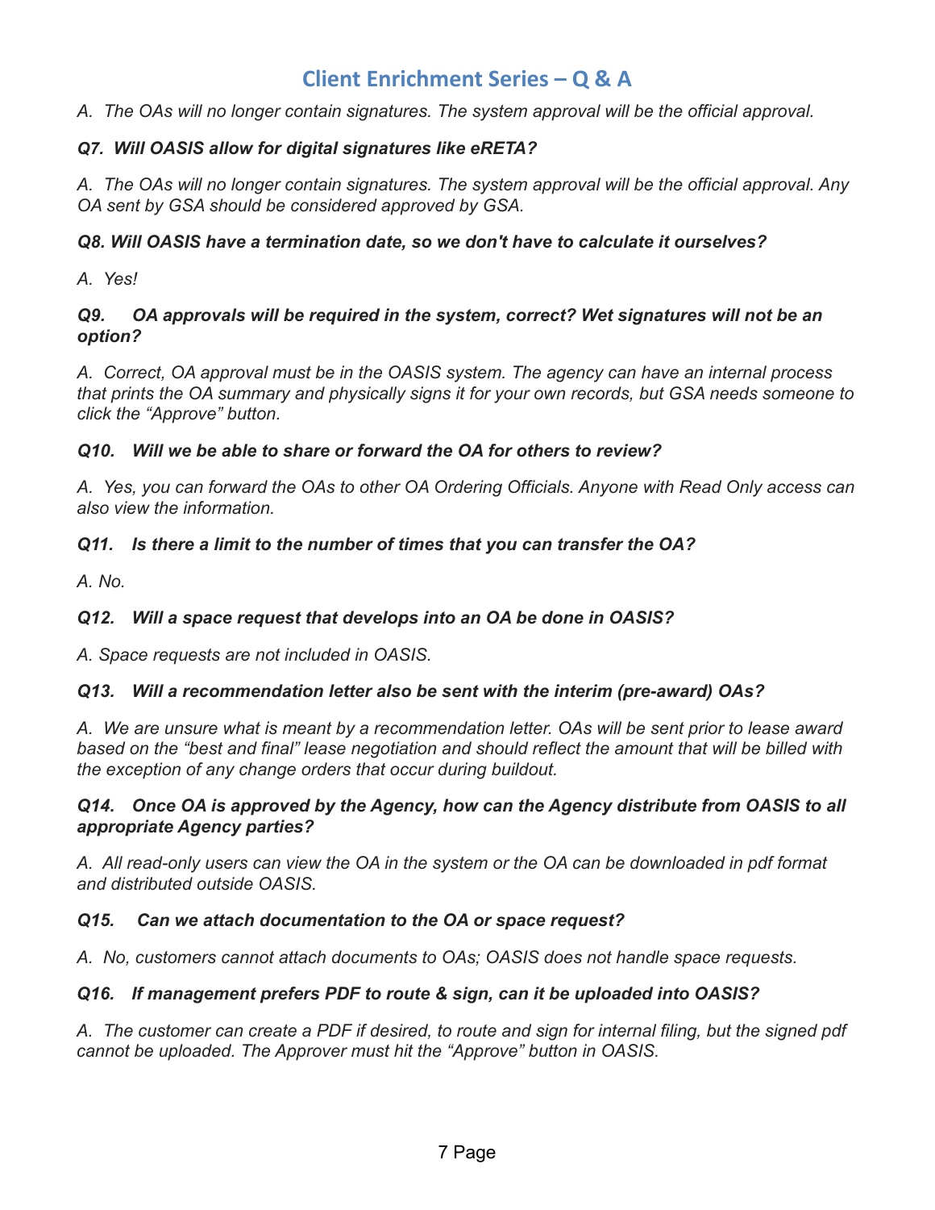## Client Enrichment Series – Q & A

*A. The OAs will no longer contain signatures. The system approval will be the official approval.*

***Q7. Will OASIS allow for digital signatures like eRETA?***

*A. The OAs will no longer contain signatures. The system approval will be the official approval. Any OA sent by GSA should be considered approved by GSA.*

***Q8. Will OASIS have a termination date, so we don't have to calculate it ourselves?***

*A. Yes!*

***Q9. OA approvals will be required in the system, correct? Wet signatures will not be an option?***

*A. Correct, OA approval must be in the OASIS system. The agency can have an internal process that prints the OA summary and physically signs it for your own records, but GSA needs someone to click the "Approve" button.*

***Q10. Will we be able to share or forward the OA for others to review?***

*A. Yes, you can forward the OAs to other OA Ordering Officials. Anyone with Read Only access can also view the information.*

***Q11. Is there a limit to the number of times that you can transfer the OA?***

*A. No.*

***Q12. Will a space request that develops into an OA be done in OASIS?***

*A. Space requests are not included in OASIS.*

***Q13. Will a recommendation letter also be sent with the interim (pre-award) OAs?***

*A. We are unsure what is meant by a recommendation letter. OAs will be sent prior to lease award based on the "best and final" lease negotiation and should reflect the amount that will be billed with the exception of any change orders that occur during buildout.*

***Q14. Once OA is approved by the Agency, how can the Agency distribute from OASIS to all appropriate Agency parties?***

*A. All read-only users can view the OA in the system or the OA can be downloaded in pdf format and distributed outside OASIS.*

***Q15. Can we attach documentation to the OA or space request?***

*A. No, customers cannot attach documents to OAs; OASIS does not handle space requests.*

***Q16. If management prefers PDF to route & sign, can it be uploaded into OASIS?***

*A. The customer can create a PDF if desired, to route and sign for internal filing, but the signed pdf cannot be uploaded. The Approver must hit the "Approve" button in OASIS.*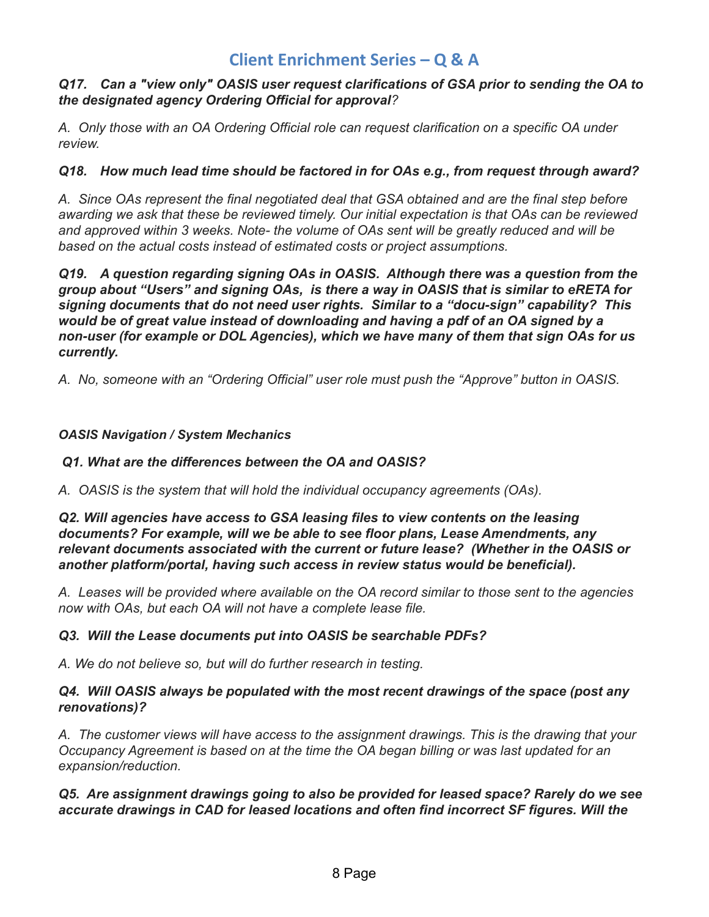# Client Enrichment Series – Q & A

***Q17. Can a "view only" OASIS user request clarifications of GSA prior to sending the OA to the designated agency Ordering Official for approval****?*

*A. Only those with an OA Ordering Official role can request clarification on a specific OA under review.*

***Q18. How much lead time should be factored in for OAs e.g., from request through award?***

*A. Since OAs represent the final negotiated deal that GSA obtained and are the final step before awarding we ask that these be reviewed timely. Our initial expectation is that OAs can be reviewed and approved within 3 weeks. Note- the volume of OAs sent will be greatly reduced and will be based on the actual costs instead of estimated costs or project assumptions.*

***Q19. A question regarding signing OAs in OASIS. Although there was a question from the group about "Users" and signing OAs, is there a way in OASIS that is similar to eRETA for signing documents that do not need user rights. Similar to a "docu-sign" capability? This would be of great value instead of downloading and having a pdf of an OA signed by a non-user (for example or DOL Agencies), which we have many of them that sign OAs for us currently.***

*A. No, someone with an "Ordering Official" user role must push the "Approve" button in OASIS.*

***OASIS Navigation / System Mechanics***

***Q1. What are the differences between the OA and OASIS?***

*A. OASIS is the system that will hold the individual occupancy agreements (OAs).*

***Q2. Will agencies have access to GSA leasing files to view contents on the leasing documents? For example, will we be able to see floor plans, Lease Amendments, any relevant documents associated with the current or future lease? (Whether in the OASIS or another platform/portal, having such access in review status would be beneficial).***

*A. Leases will be provided where available on the OA record similar to those sent to the agencies now with OAs, but each OA will not have a complete lease file.*

***Q3. Will the Lease documents put into OASIS be searchable PDFs?***

*A. We do not believe so, but will do further research in testing.*

***Q4. Will OASIS always be populated with the most recent drawings of the space (post any renovations)?***

*A. The customer views will have access to the assignment drawings. This is the drawing that your Occupancy Agreement is based on at the time the OA began billing or was last updated for an expansion/reduction.*

***Q5. Are assignment drawings going to also be provided for leased space? Rarely do we see accurate drawings in CAD for leased locations and often find incorrect SF figures. Will the***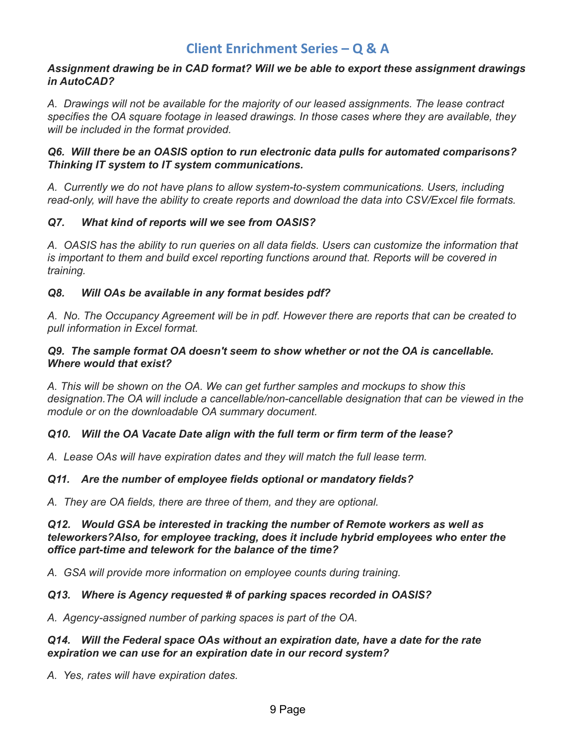# Client Enrichment Series – Q & A

***Assignment drawing be in CAD format? Will we be able to export these assignment drawings in AutoCAD?***

*A. Drawings will not be available for the majority of our leased assignments. The lease contract specifies the OA square footage in leased drawings. In those cases where they are available, they will be included in the format provided.*

***Q6. Will there be an OASIS option to run electronic data pulls for automated comparisons? Thinking IT system to IT system communications.***

*A. Currently we do not have plans to allow system-to-system communications. Users, including read-only, will have the ability to create reports and download the data into CSV/Excel file formats.*

***Q7. What kind of reports will we see from OASIS?***

*A. OASIS has the ability to run queries on all data fields. Users can customize the information that is important to them and build excel reporting functions around that. Reports will be covered in training.*

***Q8. Will OAs be available in any format besides pdf?***

*A. No. The Occupancy Agreement will be in pdf. However there are reports that can be created to pull information in Excel format.*

***Q9. The sample format OA doesn't seem to show whether or not the OA is cancellable. Where would that exist?***

*A. This will be shown on the OA. We can get further samples and mockups to show this designation.The OA will include a cancellable/non-cancellable designation that can be viewed in the module or on the downloadable OA summary document.*

***Q10. Will the OA Vacate Date align with the full term or firm term of the lease?***

*A. Lease OAs will have expiration dates and they will match the full lease term.*

***Q11. Are the number of employee fields optional or mandatory fields?***

*A. They are OA fields, there are three of them, and they are optional.*

***Q12. Would GSA be interested in tracking the number of Remote workers as well as teleworkers?Also, for employee tracking, does it include hybrid employees who enter the office part-time and telework for the balance of the time?***

*A. GSA will provide more information on employee counts during training.*

***Q13. Where is Agency requested # of parking spaces recorded in OASIS?***

*A. Agency-assigned number of parking spaces is part of the OA.*

***Q14. Will the Federal space OAs without an expiration date, have a date for the rate expiration we can use for an expiration date in our record system?***

*A. Yes, rates will have expiration dates.*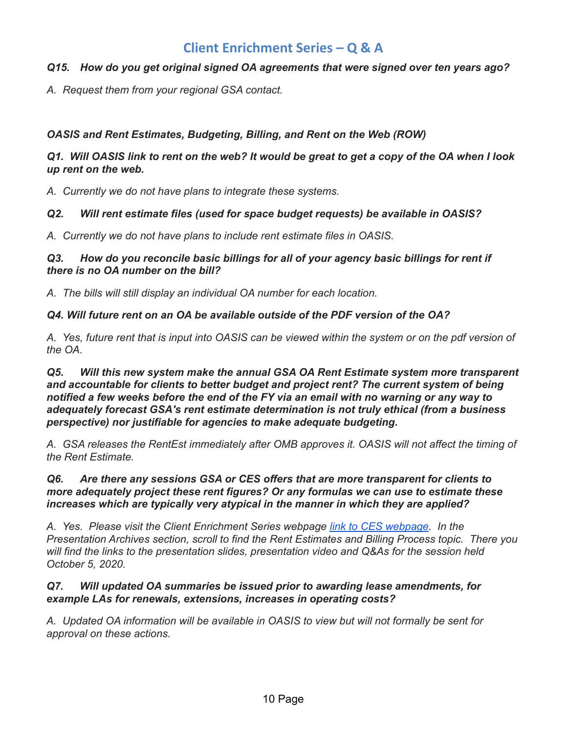## Client Enrichment Series – Q & A

***Q15. How do you get original signed OA agreements that were signed over ten years ago?***

*A. Request them from your regional GSA contact.*

***OASIS and Rent Estimates, Budgeting, Billing, and Rent on the Web (ROW)***

***Q1. Will OASIS link to rent on the web? It would be great to get a copy of the OA when I look up rent on the web.***

*A. Currently we do not have plans to integrate these systems.*

***Q2. Will rent estimate files (used for space budget requests) be available in OASIS?***

*A. Currently we do not have plans to include rent estimate files in OASIS.*

***Q3. How do you reconcile basic billings for all of your agency basic billings for rent if there is no OA number on the bill?***

*A. The bills will still display an individual OA number for each location.*

***Q4. Will future rent on an OA be available outside of the PDF version of the OA?***

*A. Yes, future rent that is input into OASIS can be viewed within the system or on the pdf version of the OA.*

***Q5. Will this new system make the annual GSA OA Rent Estimate system more transparent and accountable for clients to better budget and project rent? The current system of being notified a few weeks before the end of the FY via an email with no warning or any way to adequately forecast GSA's rent estimate determination is not truly ethical (from a business perspective) nor justifiable for agencies to make adequate budgeting.***

*A. GSA releases the RentEst immediately after OMB approves it. OASIS will not affect the timing of the Rent Estimate.*

***Q6. Are there any sessions GSA or CES offers that are more transparent for clients to more adequately project these rent figures? Or any formulas we can use to estimate these increases which are typically very atypical in the manner in which they are applied?***

*A. Yes. Please visit the Client Enrichment Series webpage [link to CES webpage]. In the Presentation Archives section, scroll to find the Rent Estimates and Billing Process topic. There you will find the links to the presentation slides, presentation video and Q&As for the session held October 5, 2020.*

***Q7. Will updated OA summaries be issued prior to awarding lease amendments, for example LAs for renewals, extensions, increases in operating costs?***

*A. Updated OA information will be available in OASIS to view but will not formally be sent for approval on these actions.*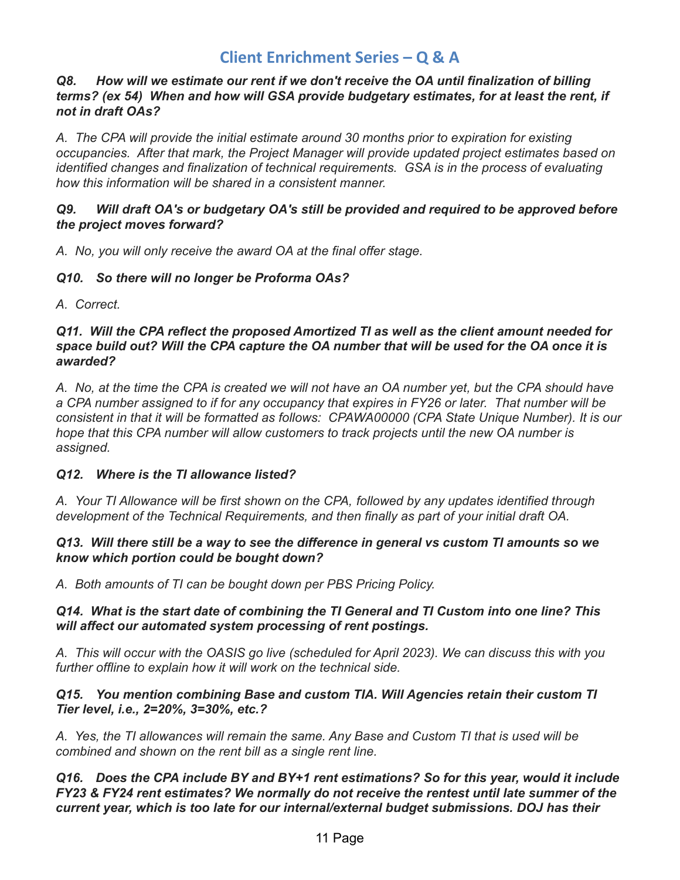# Client Enrichment Series – Q & A

***Q8. How will we estimate our rent if we don't receive the OA until finalization of billing terms? (ex 54) When and how will GSA provide budgetary estimates, for at least the rent, if not in draft OAs?***

*A. The CPA will provide the initial estimate around 30 months prior to expiration for existing occupancies. After that mark, the Project Manager will provide updated project estimates based on identified changes and finalization of technical requirements. GSA is in the process of evaluating how this information will be shared in a consistent manner.*

***Q9. Will draft OA's or budgetary OA's still be provided and required to be approved before the project moves forward?***

*A. No, you will only receive the award OA at the final offer stage.*

***Q10. So there will no longer be Proforma OAs?***

*A. Correct.*

***Q11. Will the CPA reflect the proposed Amortized TI as well as the client amount needed for space build out? Will the CPA capture the OA number that will be used for the OA once it is awarded?***

*A. No, at the time the CPA is created we will not have an OA number yet, but the CPA should have a CPA number assigned to if for any occupancy that expires in FY26 or later. That number will be consistent in that it will be formatted as follows: CPAWA00000 (CPA State Unique Number). It is our hope that this CPA number will allow customers to track projects until the new OA number is assigned.*

***Q12. Where is the TI allowance listed?***

*A. Your TI Allowance will be first shown on the CPA, followed by any updates identified through development of the Technical Requirements, and then finally as part of your initial draft OA.*

***Q13. Will there still be a way to see the difference in general vs custom TI amounts so we know which portion could be bought down?***

*A. Both amounts of TI can be bought down per PBS Pricing Policy.*

***Q14. What is the start date of combining the TI General and TI Custom into one line? This will affect our automated system processing of rent postings.***

*A. This will occur with the OASIS go live (scheduled for April 2023). We can discuss this with you further offline to explain how it will work on the technical side.*

***Q15. You mention combining Base and custom TIA. Will Agencies retain their custom TI Tier level, i.e., 2=20%, 3=30%, etc.?***

*A. Yes, the TI allowances will remain the same. Any Base and Custom TI that is used will be combined and shown on the rent bill as a single rent line.*

***Q16. Does the CPA include BY and BY+1 rent estimations? So for this year, would it include FY23 & FY24 rent estimates? We normally do not receive the rentest until late summer of the current year, which is too late for our internal/external budget submissions. DOJ has their***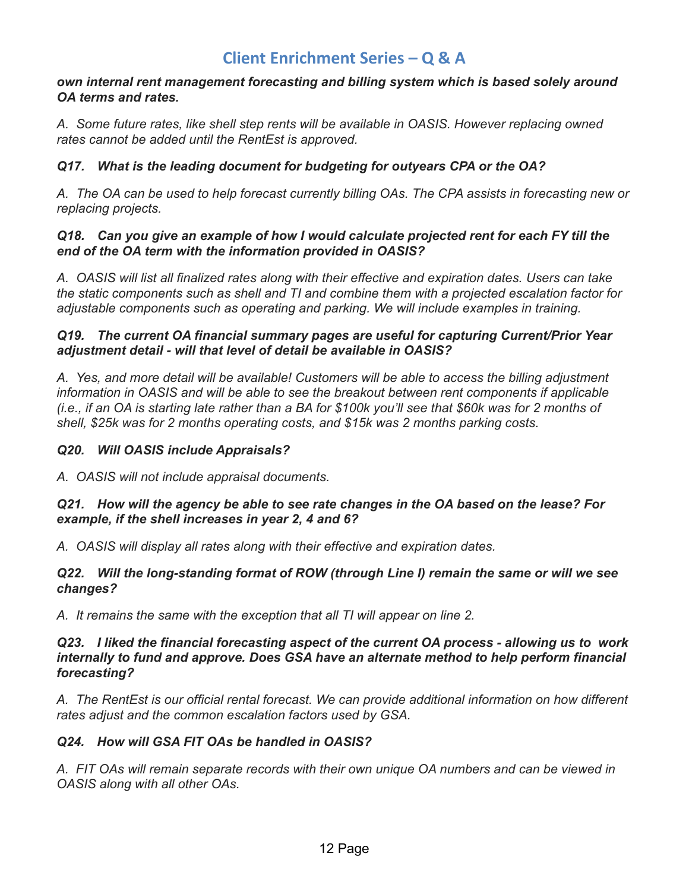***own internal rent management forecasting and billing system which is based solely around OA terms and rates.***

*A. Some future rates, like shell step rents will be available in OASIS. However replacing owned rates cannot be added until the RentEst is approved.*

***Q17. What is the leading document for budgeting for outyears CPA or the OA?***

*A. The OA can be used to help forecast currently billing OAs. The CPA assists in forecasting new or replacing projects.*

***Q18. Can you give an example of how I would calculate projected rent for each FY till the end of the OA term with the information provided in OASIS?***

*A. OASIS will list all finalized rates along with their effective and expiration dates. Users can take the static components such as shell and TI and combine them with a projected escalation factor for adjustable components such as operating and parking. We will include examples in training.*

***Q19. The current OA financial summary pages are useful for capturing Current/Prior Year adjustment detail - will that level of detail be available in OASIS?***

*A. Yes, and more detail will be available! Customers will be able to access the billing adjustment information in OASIS and will be able to see the breakout between rent components if applicable (i.e., if an OA is starting late rather than a BA for $100k you'll see that $60k was for 2 months of shell, $25k was for 2 months operating costs, and $15k was 2 months parking costs.*

***Q20. Will OASIS include Appraisals?***

*A. OASIS will not include appraisal documents.*

***Q21. How will the agency be able to see rate changes in the OA based on the lease? For example, if the shell increases in year 2, 4 and 6?***

*A. OASIS will display all rates along with their effective and expiration dates.*

***Q22. Will the long-standing format of ROW (through Line I) remain the same or will we see changes?***

*A. It remains the same with the exception that all TI will appear on line 2.*

***Q23. I liked the financial forecasting aspect of the current OA process - allowing us to work internally to fund and approve. Does GSA have an alternate method to help perform financial forecasting?***

*A. The RentEst is our official rental forecast. We can provide additional information on how different rates adjust and the common escalation factors used by GSA.*

***Q24. How will GSA FIT OAs be handled in OASIS?***

*A. FIT OAs will remain separate records with their own unique OA numbers and can be viewed in OASIS along with all other OAs.*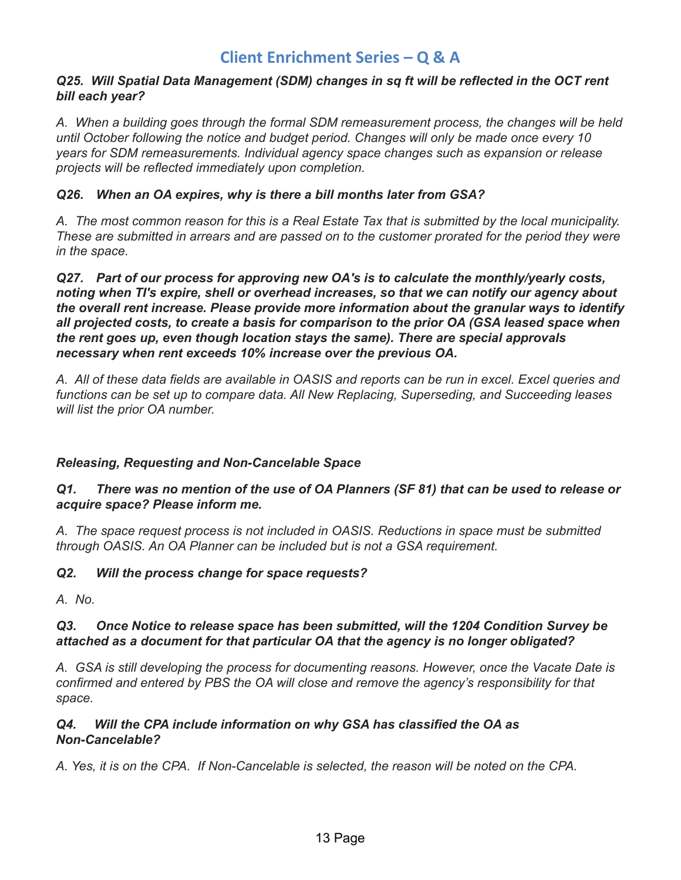# Client Enrichment Series – Q & A

***Q25. Will Spatial Data Management (SDM) changes in sq ft will be reflected in the OCT rent bill each year?***

*A. When a building goes through the formal SDM remeasurement process, the changes will be held until October following the notice and budget period. Changes will only be made once every 10 years for SDM remeasurements. Individual agency space changes such as expansion or release projects will be reflected immediately upon completion.*

***Q26. When an OA expires, why is there a bill months later from GSA?***

*A. The most common reason for this is a Real Estate Tax that is submitted by the local municipality. These are submitted in arrears and are passed on to the customer prorated for the period they were in the space.*

***Q27. Part of our process for approving new OA's is to calculate the monthly/yearly costs, noting when TI's expire, shell or overhead increases, so that we can notify our agency about the overall rent increase. Please provide more information about the granular ways to identify all projected costs, to create a basis for comparison to the prior OA (GSA leased space when the rent goes up, even though location stays the same). There are special approvals necessary when rent exceeds 10% increase over the previous OA.***

*A. All of these data fields are available in OASIS and reports can be run in excel. Excel queries and functions can be set up to compare data. All New Replacing, Superseding, and Succeeding leases will list the prior OA number.*

***Releasing, Requesting and Non-Cancelable Space***

***Q1. There was no mention of the use of OA Planners (SF 81) that can be used to release or acquire space? Please inform me.***

*A. The space request process is not included in OASIS. Reductions in space must be submitted through OASIS. An OA Planner can be included but is not a GSA requirement.*

***Q2. Will the process change for space requests?***

*A. No.*

***Q3. Once Notice to release space has been submitted, will the 1204 Condition Survey be attached as a document for that particular OA that the agency is no longer obligated?***

*A. GSA is still developing the process for documenting reasons. However, once the Vacate Date is confirmed and entered by PBS the OA will close and remove the agency's responsibility for that space.*

***Q4. Will the CPA include information on why GSA has classified the OA as Non-Cancelable?***

*A. Yes, it is on the CPA. If Non-Cancelable is selected, the reason will be noted on the CPA.*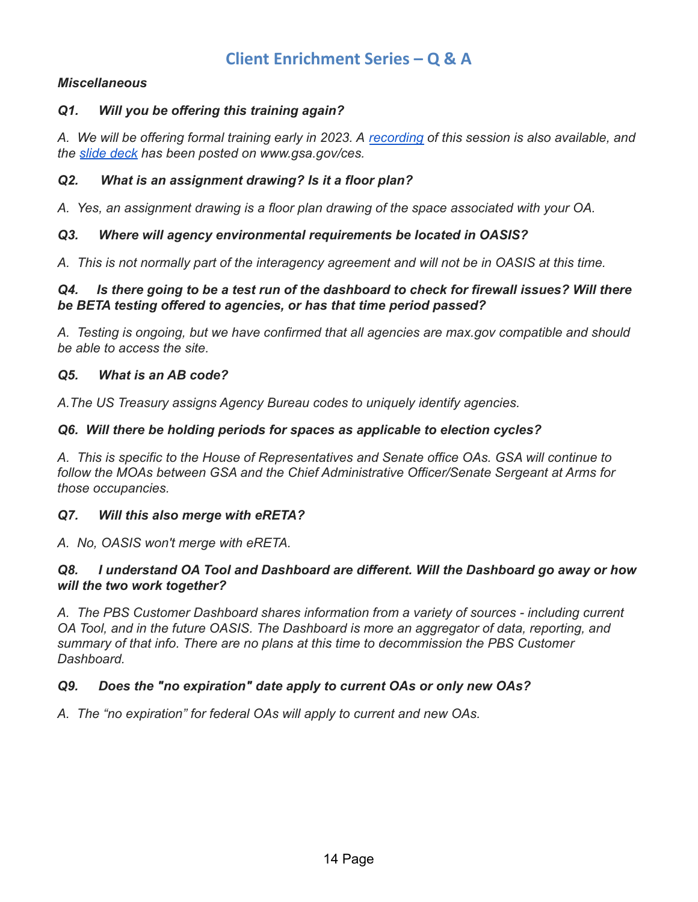# Client Enrichment Series – Q & A

***Miscellaneous***

***Q1. Will you be offering this training again?***

*A. We will be offering formal training early in 2023. A recording of this session is also available, and the slide deck has been posted on www.gsa.gov/ces.*

***Q2. What is an assignment drawing? Is it a floor plan?***

*A. Yes, an assignment drawing is a floor plan drawing of the space associated with your OA.*

***Q3. Where will agency environmental requirements be located in OASIS?***

*A. This is not normally part of the interagency agreement and will not be in OASIS at this time.*

***Q4. Is there going to be a test run of the dashboard to check for firewall issues? Will there be BETA testing offered to agencies, or has that time period passed?***

*A. Testing is ongoing, but we have confirmed that all agencies are max.gov compatible and should be able to access the site.*

***Q5. What is an AB code?***

*A. The US Treasury assigns Agency Bureau codes to uniquely identify agencies.*

***Q6. Will there be holding periods for spaces as applicable to election cycles?***

*A. This is specific to the House of Representatives and Senate office OAs. GSA will continue to follow the MOAs between GSA and the Chief Administrative Officer/Senate Sergeant at Arms for those occupancies.*

***Q7. Will this also merge with eRETA?***

*A. No, OASIS won't merge with eRETA.*

***Q8. I understand OA Tool and Dashboard are different. Will the Dashboard go away or how will the two work together?***

*A. The PBS Customer Dashboard shares information from a variety of sources - including current OA Tool, and in the future OASIS. The Dashboard is more an aggregator of data, reporting, and summary of that info. There are no plans at this time to decommission the PBS Customer Dashboard.*

***Q9. Does the "no expiration" date apply to current OAs or only new OAs?***

*A. The "no expiration" for federal OAs will apply to current and new OAs.*